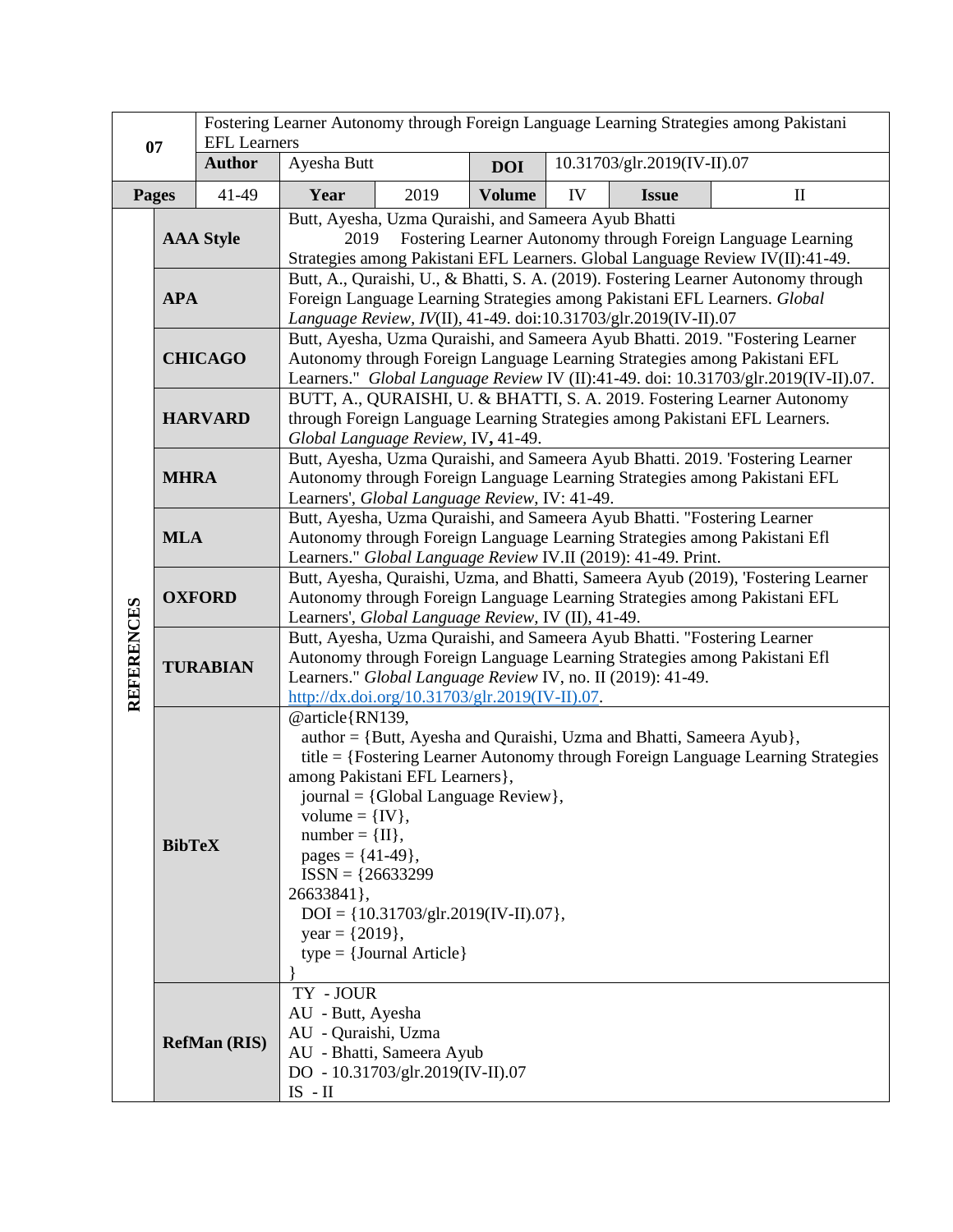| 07 | Fostering Learner Autonomy through Foreign Language Learning Strategies among Pakistani EFL Learners | | | | | | |
|---|---|---|---|---|---|---|---|
| | **Author** | Ayesha Butt | | **DOI** | 10.31703/glr.2019(IV-II).07 | | |
| **Pages** | 41-49 | **Year** | 2019 | **Volume** | IV | **Issue** | II |

| **REFERENCES** | | |
|---|---|---|
| | **AAA Style** | Butt, Ayesha, Uzma Quraishi, and Sameera Ayub Bhatti 2019 Fostering Learner Autonomy through Foreign Language Learning Strategies among Pakistani EFL Learners. Global Language Review IV(II):41-49. |
| | **APA** | Butt, A., Quraishi, U., & Bhatti, S. A. (2019). Fostering Learner Autonomy through Foreign Language Learning Strategies among Pakistani EFL Learners. *Global Language Review*, *IV*(II), 41-49. doi:10.31703/glr.2019(IV-II).07 |
| | **CHICAGO** | Butt, Ayesha, Uzma Quraishi, and Sameera Ayub Bhatti. 2019. "Fostering Learner Autonomy through Foreign Language Learning Strategies among Pakistani EFL Learners." *Global Language Review* IV (II):41-49. doi: 10.31703/glr.2019(IV-II).07. |
| | **HARVARD** | BUTT, A., QURAISHI, U. & BHATTI, S. A. 2019. Fostering Learner Autonomy through Foreign Language Learning Strategies among Pakistani EFL Learners. *Global Language Review*, IV**,** 41-49. |
| | **MHRA** | Butt, Ayesha, Uzma Quraishi, and Sameera Ayub Bhatti. 2019. 'Fostering Learner Autonomy through Foreign Language Learning Strategies among Pakistani EFL Learners', *Global Language Review*, IV: 41-49. |
| | **MLA** | Butt, Ayesha, Uzma Quraishi, and Sameera Ayub Bhatti. "Fostering Learner Autonomy through Foreign Language Learning Strategies among Pakistani Efl Learners." *Global Language Review* IV.II (2019): 41-49. Print. |
| | **OXFORD** | Butt, Ayesha, Quraishi, Uzma, and Bhatti, Sameera Ayub (2019), 'Fostering Learner Autonomy through Foreign Language Learning Strategies among Pakistani EFL Learners', *Global Language Review,* IV (II), 41-49. |
| | **TURABIAN** | Butt, Ayesha, Uzma Quraishi, and Sameera Ayub Bhatti. "Fostering Learner Autonomy through Foreign Language Learning Strategies among Pakistani Efl Learners." *Global Language Review* IV, no. II (2019): 41-49. http://dx.doi.org/10.31703/glr.2019(IV-II).07. |
| | **BibTeX** | @article{RN139, author = {Butt, Ayesha and Quraishi, Uzma and Bhatti, Sameera Ayub}, title = {Fostering Learner Autonomy through Foreign Language Learning Strategies among Pakistani EFL Learners}, journal = {Global Language Review}, volume = {IV}, number = {II}, pages = {41-49}, ISSN = {26633299 26633841}, DOI = {10.31703/glr.2019(IV-II).07}, year = {2019}, type = {Journal Article} } |
| | **RefMan (RIS)** | TY - JOUR<br>AU - Butt, Ayesha<br>AU - Quraishi, Uzma<br>AU - Bhatti, Sameera Ayub<br>DO - 10.31703/glr.2019(IV-II).07<br>IS - II |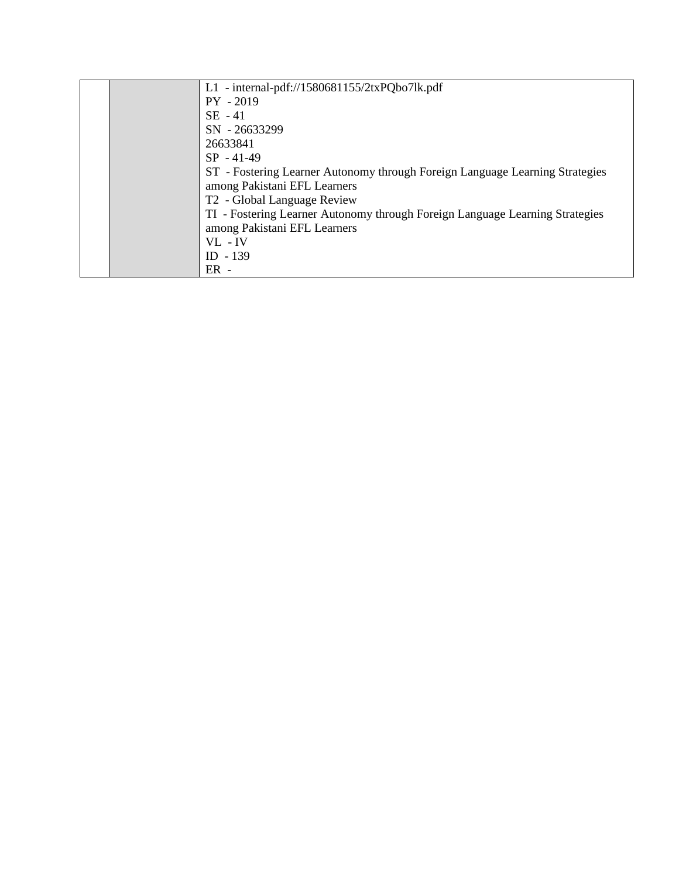| | | |
|---|---|---|
| | | L1 - internal-pdf://1580681155/2txPQbo7lk.pdf<br>PY - 2019<br>SE - 41<br>SN - 26633299<br>26633841<br>SP - 41-49<br>ST - Fostering Learner Autonomy through Foreign Language Learning Strategies among Pakistani EFL Learners<br>T2 - Global Language Review<br>TI - Fostering Learner Autonomy through Foreign Language Learning Strategies among Pakistani EFL Learners<br>VL - IV<br>ID - 139<br>ER - |